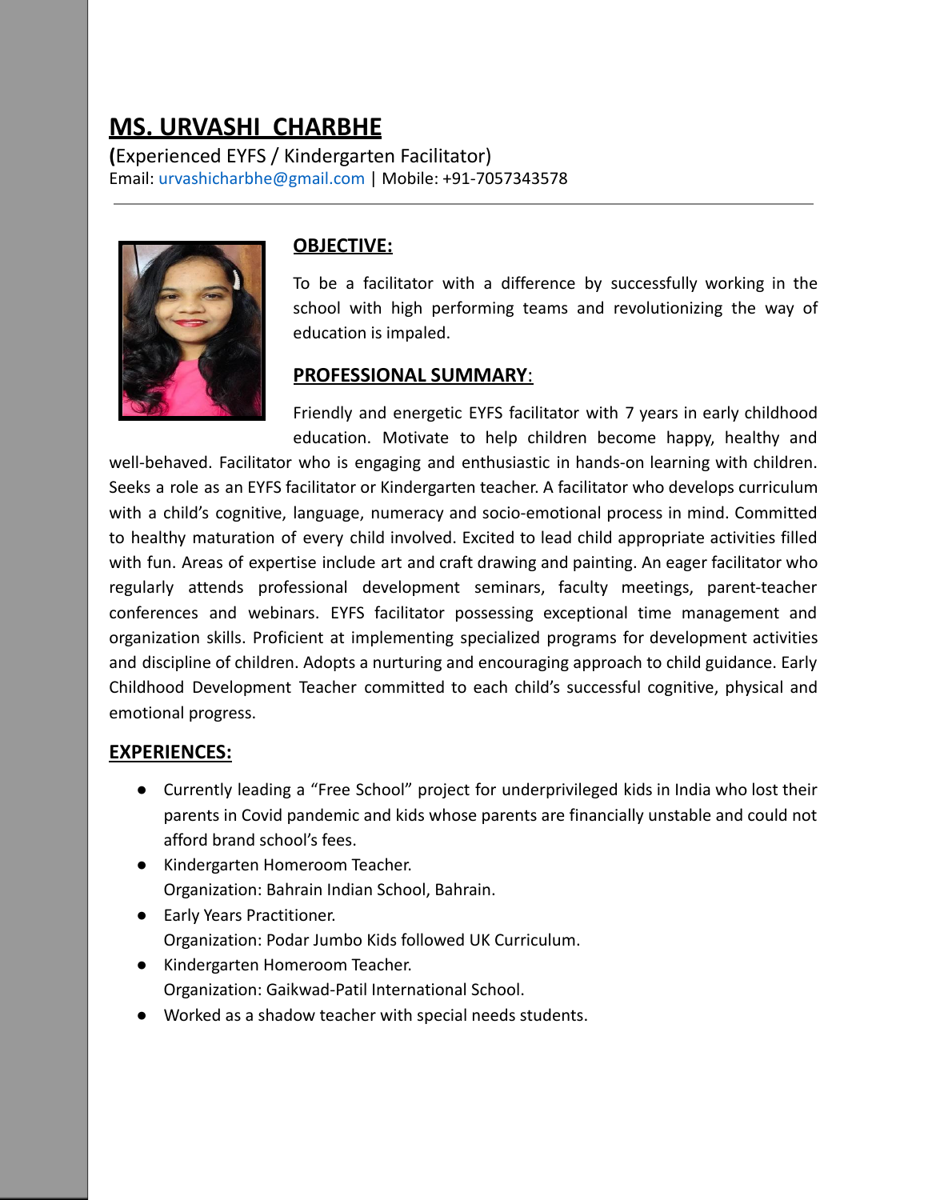# MS. URVASHI CHARBHE

**(**Experienced EYFS / Kindergarten Facilitator)
Email: urvashicharbhe@gmail.com | Mobile: +91-7057343578

---

## OBJECTIVE:

To be a facilitator with a difference by successfully working in the school with high performing teams and revolutionizing the way of education is impaled.

## PROFESSIONAL SUMMARY:

Friendly and energetic EYFS facilitator with 7 years in early childhood education. Motivate to help children become happy, healthy and well-behaved. Facilitator who is engaging and enthusiastic in hands-on learning with children. Seeks a role as an EYFS facilitator or Kindergarten teacher. A facilitator who develops curriculum with a child's cognitive, language, numeracy and socio-emotional process in mind. Committed to healthy maturation of every child involved. Excited to lead child appropriate activities filled with fun. Areas of expertise include art and craft drawing and painting. An eager facilitator who regularly attends professional development seminars, faculty meetings, parent-teacher conferences and webinars. EYFS facilitator possessing exceptional time management and organization skills. Proficient at implementing specialized programs for development activities and discipline of children. Adopts a nurturing and encouraging approach to child guidance. Early Childhood Development Teacher committed to each child's successful cognitive, physical and emotional progress.

## EXPERIENCES:

- Currently leading a "Free School" project for underprivileged kids in India who lost their parents in Covid pandemic and kids whose parents are financially unstable and could not afford brand school's fees.
- Kindergarten Homeroom Teacher.
  Organization: Bahrain Indian School, Bahrain.
- Early Years Practitioner.
  Organization: Podar Jumbo Kids followed UK Curriculum.
- Kindergarten Homeroom Teacher.
  Organization: Gaikwad-Patil International School.
- Worked as a shadow teacher with special needs students.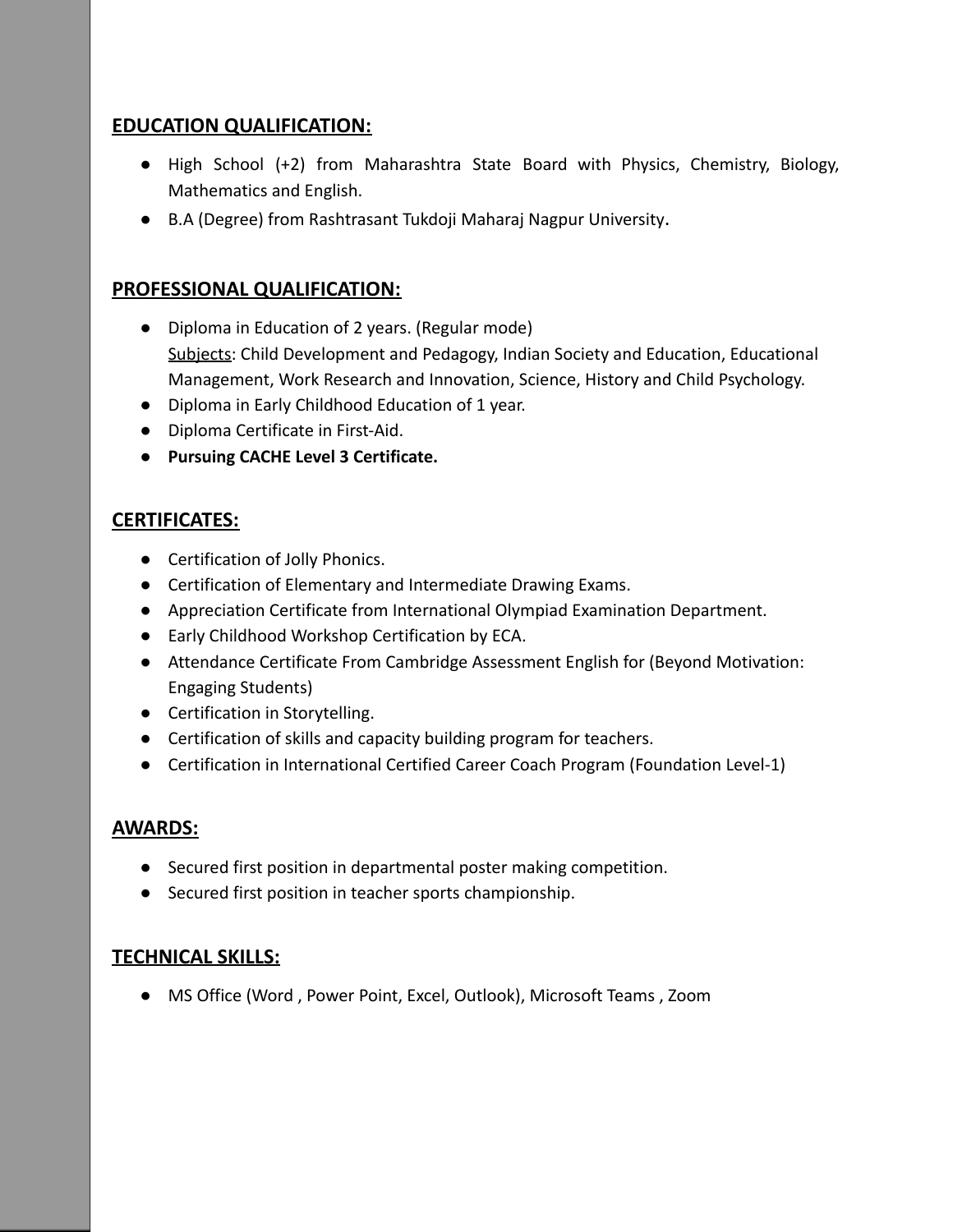## EDUCATION QUALIFICATION:

- High School (+2) from Maharashtra State Board with Physics, Chemistry, Biology, Mathematics and English.
- B.A (Degree) from Rashtrasant Tukdoji Maharaj Nagpur University.

## PROFESSIONAL QUALIFICATION:

- Diploma in Education of 2 years. (Regular mode)
  Subjects: Child Development and Pedagogy, Indian Society and Education, Educational Management, Work Research and Innovation, Science, History and Child Psychology.
- Diploma in Early Childhood Education of 1 year.
- Diploma Certificate in First-Aid.
- **Pursuing CACHE Level 3 Certificate.**

## CERTIFICATES:

- Certification of Jolly Phonics.
- Certification of Elementary and Intermediate Drawing Exams.
- Appreciation Certificate from International Olympiad Examination Department.
- Early Childhood Workshop Certification by ECA.
- Attendance Certificate From Cambridge Assessment English for (Beyond Motivation: Engaging Students)
- Certification in Storytelling.
- Certification of skills and capacity building program for teachers.
- Certification in International Certified Career Coach Program (Foundation Level-1)

## AWARDS:

- Secured first position in departmental poster making competition.
- Secured first position in teacher sports championship.

## TECHNICAL SKILLS:

- MS Office (Word , Power Point, Excel, Outlook), Microsoft Teams , Zoom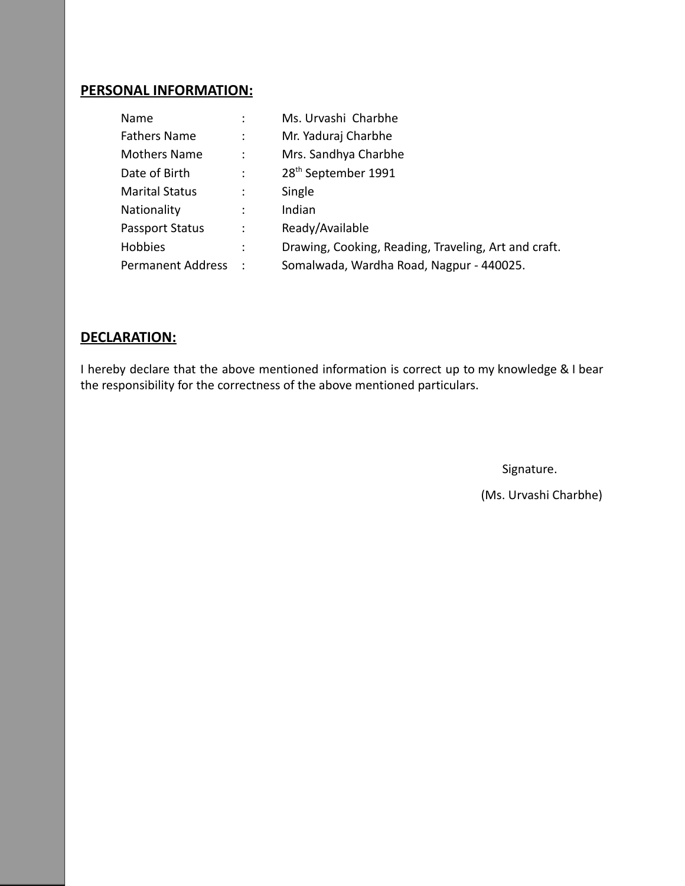**PERSONAL INFORMATION:**

| | | |
|---|---|---|
| Name | : | Ms. Urvashi  Charbhe |
| Fathers Name | : | Mr. Yaduraj Charbhe |
| Mothers Name | : | Mrs. Sandhya Charbhe |
| Date of Birth | : | 28th September 1991 |
| Marital Status | : | Single |
| Nationality | : | Indian |
| Passport Status | : | Ready/Available |
| Hobbies | : | Drawing, Cooking, Reading, Traveling, Art and craft. |
| Permanent Address | : | Somalwada, Wardha Road, Nagpur - 440025. |

**DECLARATION:**

I hereby declare that the above mentioned information is correct up to my knowledge & I bear the responsibility for the correctness of the above mentioned particulars.

Signature.

(Ms. Urvashi Charbhe)